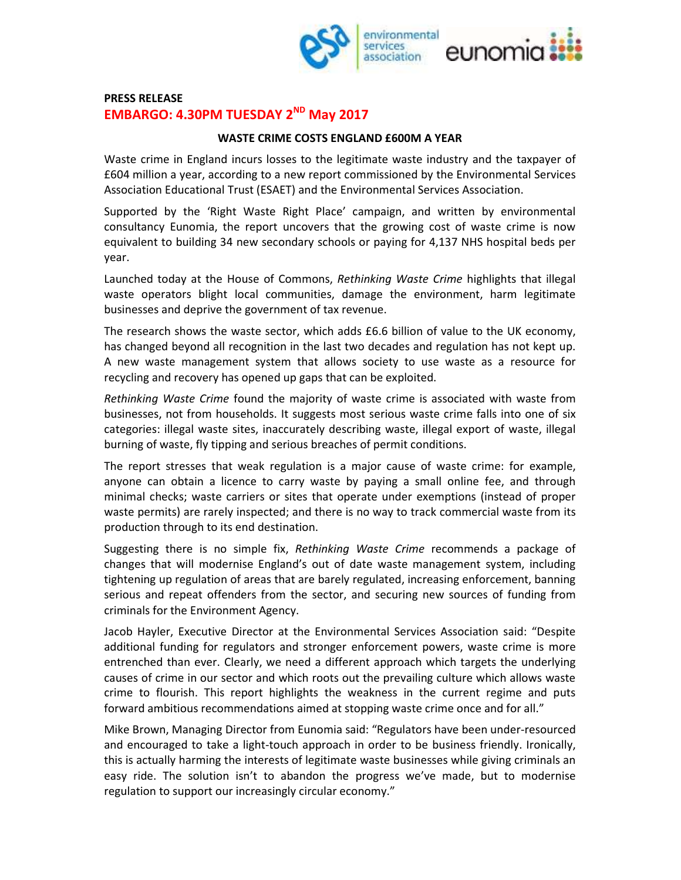**PRESS RELEASE**

**EMBARGO: 4.30PM TUESDAY 2ND May 2017**

**WASTE CRIME COSTS ENGLAND £600M A YEAR**

Waste crime in England incurs losses to the legitimate waste industry and the taxpayer of £604 million a year, according to a new report commissioned by the Environmental Services Association Educational Trust (ESAET) and the Environmental Services Association.

Supported by the 'Right Waste Right Place' campaign, and written by environmental consultancy Eunomia, the report uncovers that the growing cost of waste crime is now equivalent to building 34 new secondary schools or paying for 4,137 NHS hospital beds per year.

Launched today at the House of Commons, *Rethinking Waste Crime* highlights that illegal waste operators blight local communities, damage the environment, harm legitimate businesses and deprive the government of tax revenue.

The research shows the waste sector, which adds £6.6 billion of value to the UK economy, has changed beyond all recognition in the last two decades and regulation has not kept up. A new waste management system that allows society to use waste as a resource for recycling and recovery has opened up gaps that can be exploited.

*Rethinking Waste Crime* found the majority of waste crime is associated with waste from businesses, not from households. It suggests most serious waste crime falls into one of six categories: illegal waste sites, inaccurately describing waste, illegal export of waste, illegal burning of waste, fly tipping and serious breaches of permit conditions.

The report stresses that weak regulation is a major cause of waste crime: for example, anyone can obtain a licence to carry waste by paying a small online fee, and through minimal checks; waste carriers or sites that operate under exemptions (instead of proper waste permits) are rarely inspected; and there is no way to track commercial waste from its production through to its end destination.

Suggesting there is no simple fix, *Rethinking Waste Crime* recommends a package of changes that will modernise England's out of date waste management system, including tightening up regulation of areas that are barely regulated, increasing enforcement, banning serious and repeat offenders from the sector, and securing new sources of funding from criminals for the Environment Agency.

Jacob Hayler, Executive Director at the Environmental Services Association said: "Despite additional funding for regulators and stronger enforcement powers, waste crime is more entrenched than ever. Clearly, we need a different approach which targets the underlying causes of crime in our sector and which roots out the prevailing culture which allows waste crime to flourish. This report highlights the weakness in the current regime and puts forward ambitious recommendations aimed at stopping waste crime once and for all."

Mike Brown, Managing Director from Eunomia said: "Regulators have been under-resourced and encouraged to take a light-touch approach in order to be business friendly. Ironically, this is actually harming the interests of legitimate waste businesses while giving criminals an easy ride. The solution isn't to abandon the progress we've made, but to modernise regulation to support our increasingly circular economy."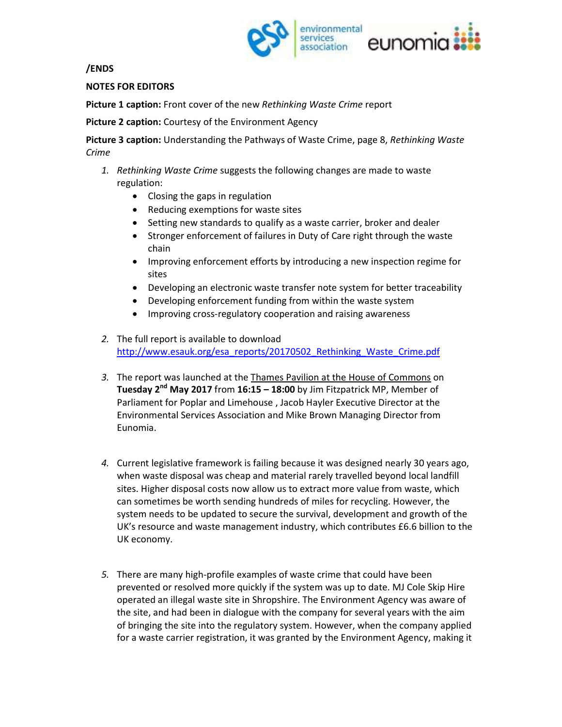/ENDS

**NOTES FOR EDITORS**

**Picture 1 caption:** Front cover of the new *Rethinking Waste Crime* report

**Picture 2 caption:** Courtesy of the Environment Agency

**Picture 3 caption:** Understanding the Pathways of Waste Crime, page 8, *Rethinking Waste Crime*

1. *Rethinking Waste Crime* suggests the following changes are made to waste regulation:
   - Closing the gaps in regulation
   - Reducing exemptions for waste sites
   - Setting new standards to qualify as a waste carrier, broker and dealer
   - Stronger enforcement of failures in Duty of Care right through the waste chain
   - Improving enforcement efforts by introducing a new inspection regime for sites
   - Developing an electronic waste transfer note system for better traceability
   - Developing enforcement funding from within the waste system
   - Improving cross-regulatory cooperation and raising awareness

2. The full report is available to download http://www.esauk.org/esa_reports/20170502_Rethinking_Waste_Crime.pdf

3. The report was launched at the Thames Pavilion at the House of Commons on **Tuesday 2nd May 2017** from **16:15 – 18:00** by Jim Fitzpatrick MP, Member of Parliament for Poplar and Limehouse , Jacob Hayler Executive Director at the Environmental Services Association and Mike Brown Managing Director from Eunomia.

4. Current legislative framework is failing because it was designed nearly 30 years ago, when waste disposal was cheap and material rarely travelled beyond local landfill sites. Higher disposal costs now allow us to extract more value from waste, which can sometimes be worth sending hundreds of miles for recycling. However, the system needs to be updated to secure the survival, development and growth of the UK's resource and waste management industry, which contributes £6.6 billion to the UK economy.

5. There are many high-profile examples of waste crime that could have been prevented or resolved more quickly if the system was up to date. MJ Cole Skip Hire operated an illegal waste site in Shropshire. The Environment Agency was aware of the site, and had been in dialogue with the company for several years with the aim of bringing the site into the regulatory system. However, when the company applied for a waste carrier registration, it was granted by the Environment Agency, making it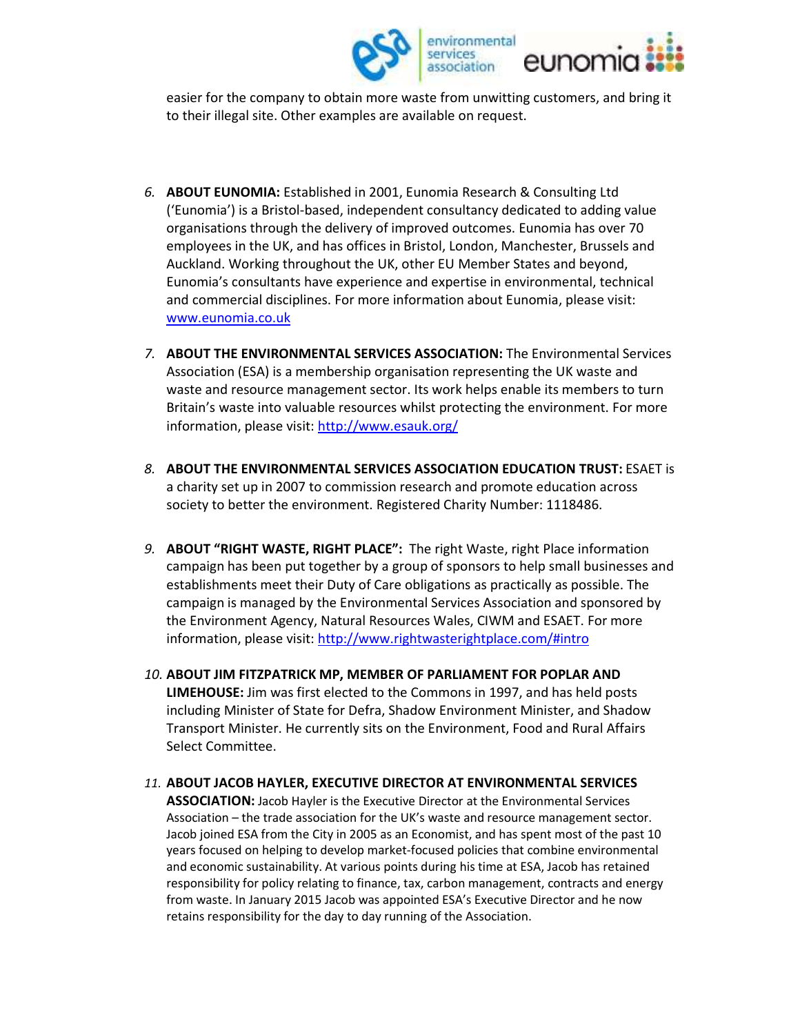easier for the company to obtain more waste from unwitting customers, and bring it to their illegal site. Other examples are available on request.

6. **ABOUT EUNOMIA:** Established in 2001, Eunomia Research & Consulting Ltd ('Eunomia') is a Bristol-based, independent consultancy dedicated to adding value organisations through the delivery of improved outcomes. Eunomia has over 70 employees in the UK, and has offices in Bristol, London, Manchester, Brussels and Auckland. Working throughout the UK, other EU Member States and beyond, Eunomia's consultants have experience and expertise in environmental, technical and commercial disciplines. For more information about Eunomia, please visit: [www.eunomia.co.uk](http://www.eunomia.co.uk)

7. **ABOUT THE ENVIRONMENTAL SERVICES ASSOCIATION:** The Environmental Services Association (ESA) is a membership organisation representing the UK waste and waste and resource management sector. Its work helps enable its members to turn Britain's waste into valuable resources whilst protecting the environment. For more information, please visit: [http://www.esauk.org/](http://www.esauk.org/)

8. **ABOUT THE ENVIRONMENTAL SERVICES ASSOCIATION EDUCATION TRUST:** ESAET is a charity set up in 2007 to commission research and promote education across society to better the environment. Registered Charity Number: 1118486.

9. **ABOUT "RIGHT WASTE, RIGHT PLACE":** The right Waste, right Place information campaign has been put together by a group of sponsors to help small businesses and establishments meet their Duty of Care obligations as practically as possible. The campaign is managed by the Environmental Services Association and sponsored by the Environment Agency, Natural Resources Wales, CIWM and ESAET. For more information, please visit: [http://www.rightwasterightplace.com/#intro](http://www.rightwasterightplace.com/#intro)

10. **ABOUT JIM FITZPATRICK MP, MEMBER OF PARLIAMENT FOR POPLAR AND LIMEHOUSE:** Jim was first elected to the Commons in 1997, and has held posts including Minister of State for Defra, Shadow Environment Minister, and Shadow Transport Minister. He currently sits on the Environment, Food and Rural Affairs Select Committee.

11. **ABOUT JACOB HAYLER, EXECUTIVE DIRECTOR AT ENVIRONMENTAL SERVICES ASSOCIATION:** Jacob Hayler is the Executive Director at the Environmental Services Association – the trade association for the UK's waste and resource management sector. Jacob joined ESA from the City in 2005 as an Economist, and has spent most of the past 10 years focused on helping to develop market-focused policies that combine environmental and economic sustainability. At various points during his time at ESA, Jacob has retained responsibility for policy relating to finance, tax, carbon management, contracts and energy from waste. In January 2015 Jacob was appointed ESA's Executive Director and he now retains responsibility for the day to day running of the Association.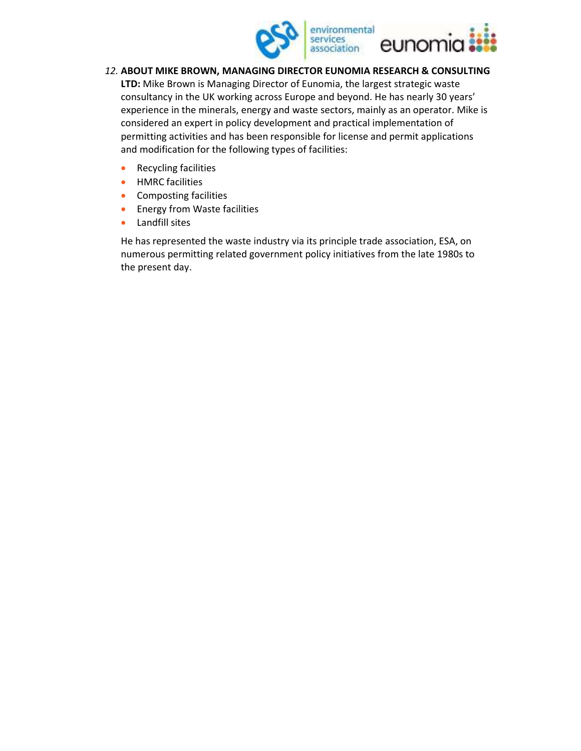12. **ABOUT MIKE BROWN, MANAGING DIRECTOR EUNOMIA RESEARCH & CONSULTING LTD:** Mike Brown is Managing Director of Eunomia, the largest strategic waste consultancy in the UK working across Europe and beyond. He has nearly 30 years' experience in the minerals, energy and waste sectors, mainly as an operator. Mike is considered an expert in policy development and practical implementation of permitting activities and has been responsible for license and permit applications and modification for the following types of facilities:

    - Recycling facilities
    - HMRC facilities
    - Composting facilities
    - Energy from Waste facilities
    - Landfill sites

    He has represented the waste industry via its principle trade association, ESA, on numerous permitting related government policy initiatives from the late 1980s to the present day.